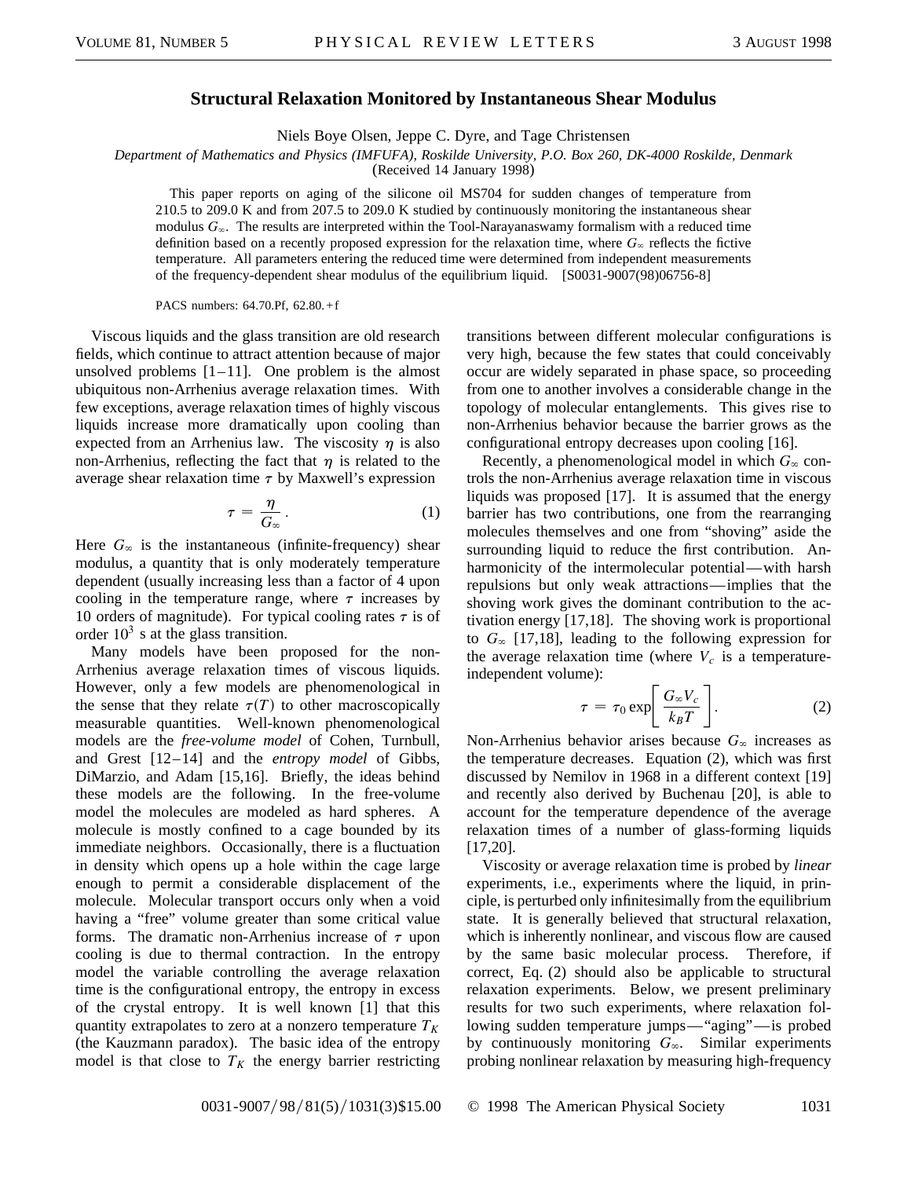# Structural Relaxation Monitored by Instantaneous Shear Modulus

Niels Boye Olsen, Jeppe C. Dyre, and Tage Christensen

*Department of Mathematics and Physics (IMFUFA), Roskilde University, P.O. Box 260, DK-4000 Roskilde, Denmark*

(Received 14 January 1998)

This paper reports on aging of the silicone oil MS704 for sudden changes of temperature from 210.5 to 209.0 K and from 207.5 to 209.0 K studied by continuously monitoring the instantaneous shear modulus $G_\infty$. The results are interpreted within the Tool-Narayanaswamy formalism with a reduced time definition based on a recently proposed expression for the relaxation time, where $G_\infty$ reflects the fictive temperature. All parameters entering the reduced time were determined from independent measurements of the frequency-dependent shear modulus of the equilibrium liquid. [S0031-9007(98)06756-8]

PACS numbers: 64.70.Pf, 62.80.+f

Viscous liquids and the glass transition are old research fields, which continue to attract attention because of major unsolved problems [1–11]. One problem is the almost ubiquitous non-Arrhenius average relaxation times. With few exceptions, average relaxation times of highly viscous liquids increase more dramatically upon cooling than expected from an Arrhenius law. The viscosity $\eta$ is also non-Arrhenius, reflecting the fact that $\eta$ is related to the average shear relaxation time $\tau$ by Maxwell's expression

$$\tau = \frac{\eta}{G_\infty}. \tag{1}$$

Here $G_\infty$ is the instantaneous (infinite-frequency) shear modulus, a quantity that is only moderately temperature dependent (usually increasing less than a factor of 4 upon cooling in the temperature range, where $\tau$ increases by 10 orders of magnitude). For typical cooling rates $\tau$ is of order $10^3$ s at the glass transition.

Many models have been proposed for the non-Arrhenius average relaxation times of viscous liquids. However, only a few models are phenomenological in the sense that they relate $\tau(T)$ to other macroscopically measurable quantities. Well-known phenomenological models are the *free-volume model* of Cohen, Turnbull, and Grest [12–14] and the *entropy model* of Gibbs, DiMarzio, and Adam [15,16]. Briefly, the ideas behind these models are the following. In the free-volume model the molecules are modeled as hard spheres. A molecule is mostly confined to a cage bounded by its immediate neighbors. Occasionally, there is a fluctuation in density which opens up a hole within the cage large enough to permit a considerable displacement of the molecule. Molecular transport occurs only when a void having a "free" volume greater than some critical value forms. The dramatic non-Arrhenius increase of $\tau$ upon cooling is due to thermal contraction. In the entropy model the variable controlling the average relaxation time is the configurational entropy, the entropy in excess of the crystal entropy. It is well known [1] that this quantity extrapolates to zero at a nonzero temperature $T_K$ (the Kauzmann paradox). The basic idea of the entropy model is that close to $T_K$ the energy barrier restricting transitions between different molecular configurations is very high, because the few states that could conceivably occur are widely separated in phase space, so proceeding from one to another involves a considerable change in the topology of molecular entanglements. This gives rise to non-Arrhenius behavior because the barrier grows as the configurational entropy decreases upon cooling [16].

Recently, a phenomenological model in which $G_\infty$ controls the non-Arrhenius average relaxation time in viscous liquids was proposed [17]. It is assumed that the energy barrier has two contributions, one from the rearranging molecules themselves and one from "shoving" aside the surrounding liquid to reduce the first contribution. Anharmonicity of the intermolecular potential—with harsh repulsions but only weak attractions—implies that the shoving work gives the dominant contribution to the activation energy [17,18]. The shoving work is proportional to $G_\infty$ [17,18], leading to the following expression for the average relaxation time (where $V_c$ is a temperature-independent volume):

$$\tau = \tau_0 \exp\left[\frac{G_\infty V_c}{k_B T}\right]. \tag{2}$$

Non-Arrhenius behavior arises because $G_\infty$ increases as the temperature decreases. Equation (2), which was first discussed by Nemilov in 1968 in a different context [19] and recently also derived by Buchenau [20], is able to account for the temperature dependence of the average relaxation times of a number of glass-forming liquids [17,20].

Viscosity or average relaxation time is probed by *linear* experiments, i.e., experiments where the liquid, in principle, is perturbed only infinitesimally from the equilibrium state. It is generally believed that structural relaxation, which is inherently nonlinear, and viscous flow are caused by the same basic molecular process. Therefore, if correct, Eq. (2) should also be applicable to structural relaxation experiments. Below, we present preliminary results for two such experiments, where relaxation following sudden temperature jumps—"aging"—is probed by continuously monitoring $G_\infty$. Similar experiments probing nonlinear relaxation by measuring high-frequency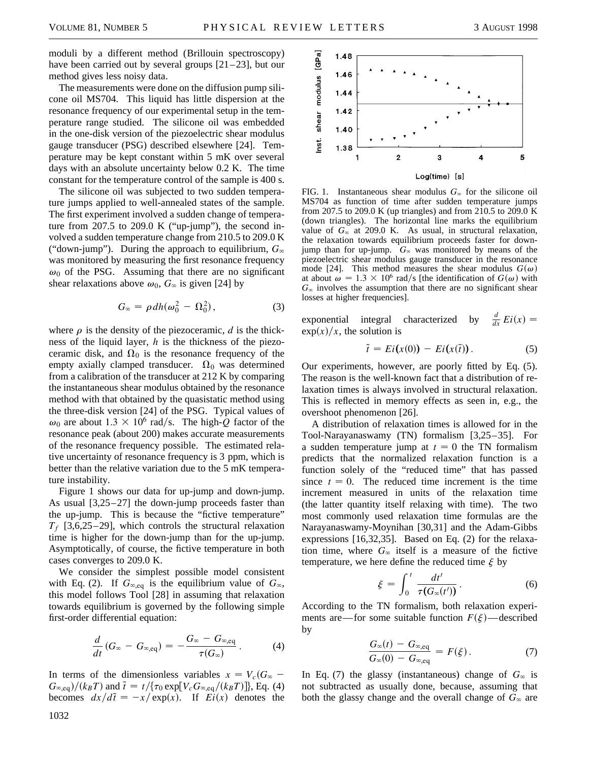moduli by a different method (Brillouin spectroscopy) have been carried out by several groups [21–23], but our method gives less noisy data.

The measurements were done on the diffusion pump silicone oil MS704. This liquid has little dispersion at the resonance frequency of our experimental setup in the temperature range studied. The silicone oil was embedded in the one-disk version of the piezoelectric shear modulus gauge transducer (PSG) described elsewhere [24]. Temperature may be kept constant within 5 mK over several days with an absolute uncertainty below 0.2 K. The time constant for the temperature control of the sample is 400 s.

The silicone oil was subjected to two sudden temperature jumps applied to well-annealed states of the sample. The first experiment involved a sudden change of temperature from 207.5 to 209.0 K ("up-jump"), the second involved a sudden temperature change from 210.5 to 209.0 K ("down-jump"). During the approach to equilibrium, $G_\infty$ was monitored by measuring the first resonance frequency $\omega_0$ of the PSG. Assuming that there are no significant shear relaxations above $\omega_0$, $G_\infty$ is given [24] by

$$G_\infty = \rho d h(\omega_0^2 - \Omega_0^2), \tag{3}$$

where $\rho$ is the density of the piezoceramic, $d$ is the thickness of the liquid layer, $h$ is the thickness of the piezoceramic disk, and $\Omega_0$ is the resonance frequency of the empty axially clamped transducer. $\Omega_0$ was determined from a calibration of the transducer at 212 K by comparing the instantaneous shear modulus obtained by the resonance method with that obtained by the quasistatic method using the three-disk version [24] of the PSG. Typical values of $\omega_0$ are about $1.3 \times 10^6$ rad/s. The high-$Q$ factor of the resonance peak (about 200) makes accurate measurements of the resonance frequency possible. The estimated relative uncertainty of resonance frequency is 3 ppm, which is better than the relative variation due to the 5 mK temperature instability.

Figure 1 shows our data for up-jump and down-jump. As usual [3,25–27] the down-jump proceeds faster than the up-jump. This is because the "fictive temperature" $T_f$ [3,6,25–29], which controls the structural relaxation time is higher for the down-jump than for the up-jump. Asymptotically, of course, the fictive temperature in both cases converges to 209.0 K.

We consider the simplest possible model consistent with Eq. (2). If $G_{\infty,\mathrm{eq}}$ is the equilibrium value of $G_\infty$, this model follows Tool [28] in assuming that relaxation towards equilibrium is governed by the following simple first-order differential equation:

$$\frac{d}{dt}(G_\infty - G_{\infty,\mathrm{eq}}) = -\frac{G_\infty - G_{\infty,\mathrm{eq}}}{\tau(G_\infty)}. \tag{4}$$

In terms of the dimensionless variables $x = V_c(G_\infty - G_{\infty,\mathrm{eq}})/(k_B T)$ and $\tilde{t} = t/\{\tau_0 \exp[V_c G_{\infty,\mathrm{eq}}/(k_B T)]\}$, Eq. (4) becomes $dx/d\tilde{t} = -x/\exp(x)$. If $Ei(x)$ denotes the exponential integral characterized by $\frac{d}{dx}Ei(x) = \exp(x)/x$, the solution is

$$\tilde{t} = Ei(x(0)) - Ei(x(\tilde{t})). \tag{5}$$

Our experiments, however, are poorly fitted by Eq. (5). The reason is the well-known fact that a distribution of relaxation times is always involved in structural relaxation. This is reflected in memory effects as seen in, e.g., the overshoot phenomenon [26].

A distribution of relaxation times is allowed for in the Tool-Narayanaswamy (TN) formalism [3,25–35]. For a sudden temperature jump at $t = 0$ the TN formalism predicts that the normalized relaxation function is a function solely of the "reduced time" that has passed since $t = 0$. The reduced time increment is the time increment measured in units of the relaxation time (the latter quantity itself relaxing with time). The two most commonly used relaxation time formulas are the Narayanaswamy-Moynihan [30,31] and the Adam-Gibbs expressions [16,32,35]. Based on Eq. (2) for the relaxation time, where $G_\infty$ itself is a measure of the fictive temperature, we here define the reduced time $\xi$ by

$$\xi = \int_0^t \frac{dt'}{\tau(G_\infty(t'))}. \tag{6}$$

According to the TN formalism, both relaxation experiments are—for some suitable function $F(\xi)$—described by

$$\frac{G_\infty(t) - G_{\infty,\mathrm{eq}}}{G_\infty(0) - G_{\infty,\mathrm{eq}}} = F(\xi). \tag{7}$$

In Eq. (7) the glassy (instantaneous) change of $G_\infty$ is not subtracted as usually done, because, assuming that both the glassy change and the overall change of $G_\infty$ are

FIG. 1. Instantaneous shear modulus $G_\infty$ for the silicone oil MS704 as function of time after sudden temperature jumps from 207.5 to 209.0 K (up triangles) and from 210.5 to 209.0 K (down triangles). The horizontal line marks the equilibrium value of $G_\infty$ at 209.0 K. As usual, in structural relaxation, the relaxation towards equilibrium proceeds faster for down-jump than for up-jump. $G_\infty$ was monitored by means of the piezoelectric shear modulus gauge transducer in the resonance mode [24]. This method measures the shear modulus $G(\omega)$ at about $\omega = 1.3 \times 10^6$ rad/s [the identification of $G(\omega)$ with $G_\infty$ involves the assumption that there are no significant shear losses at higher frequencies].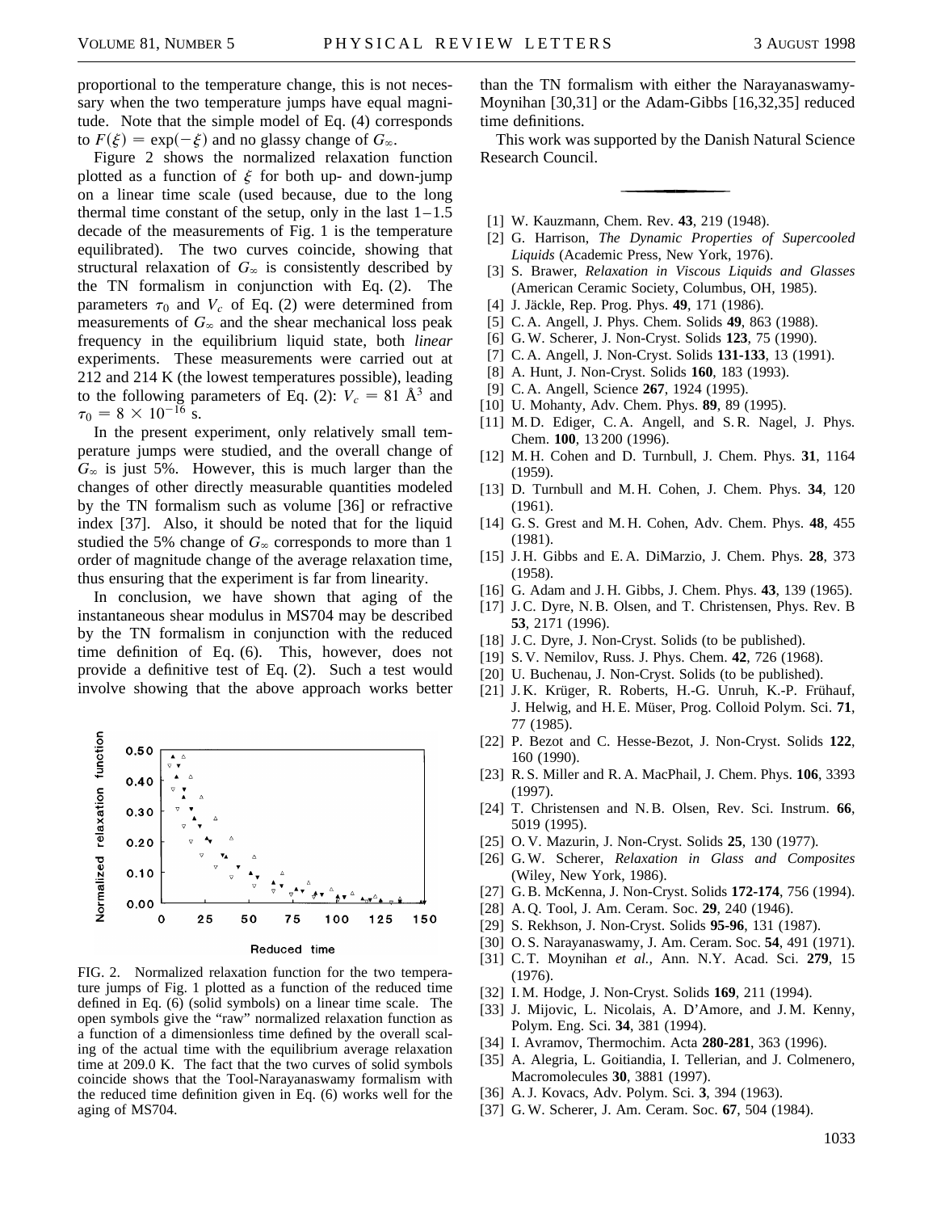proportional to the temperature change, this is not necessary when the two temperature jumps have equal magnitude. Note that the simple model of Eq. (4) corresponds to $F(\xi) = \exp(-\xi)$ and no glassy change of $G_\infty$.

Figure 2 shows the normalized relaxation function plotted as a function of $\xi$ for both up- and down-jump on a linear time scale (used because, due to the long thermal time constant of the setup, only in the last 1–1.5 decade of the measurements of Fig. 1 is the temperature equilibrated). The two curves coincide, showing that structural relaxation of $G_\infty$ is consistently described by the TN formalism in conjunction with Eq. (2). The parameters $\tau_0$ and $V_c$ of Eq. (2) were determined from measurements of $G_\infty$ and the shear mechanical loss peak frequency in the equilibrium liquid state, both *linear* experiments. These measurements were carried out at 212 and 214 K (the lowest temperatures possible), leading to the following parameters of Eq. (2): $V_c = 81$ Å$^3$ and $\tau_0 = 8 \times 10^{-16}$ s.

In the present experiment, only relatively small temperature jumps were studied, and the overall change of $G_\infty$ is just 5%. However, this is much larger than the changes of other directly measurable quantities modeled by the TN formalism such as volume [36] or refractive index [37]. Also, it should be noted that for the liquid studied the 5% change of $G_\infty$ corresponds to more than 1 order of magnitude change of the average relaxation time, thus ensuring that the experiment is far from linearity.

In conclusion, we have shown that aging of the instantaneous shear modulus in MS704 may be described by the TN formalism in conjunction with the reduced time definition of Eq. (6). This, however, does not provide a definitive test of Eq. (2). Such a test would involve showing that the above approach works better than the TN formalism with either the Narayanaswamy-Moynihan [30,31] or the Adam-Gibbs [16,32,35] reduced time definitions.

This work was supported by the Danish Natural Science Research Council.

Normalized relaxation function

0.50
0.40
0.30
0.20
0.10
0.00

0 25 50 75 100 125 150

Reduced time

FIG. 2. Normalized relaxation function for the two temperature jumps of Fig. 1 plotted as a function of the reduced time defined in Eq. (6) (solid symbols) on a linear time scale. The open symbols give the "raw" normalized relaxation function as a function of a dimensionless time defined by the overall scaling of the actual time with the equilibrium average relaxation time at 209.0 K. The fact that the two curves of solid symbols coincide shows that the Tool-Narayanaswamy formalism with the reduced time definition given in Eq. (6) works well for the aging of MS704.

[1] W. Kauzmann, Chem. Rev. **43**, 219 (1948).
[2] G. Harrison, *The Dynamic Properties of Supercooled Liquids* (Academic Press, New York, 1976).
[3] S. Brawer, *Relaxation in Viscous Liquids and Glasses* (American Ceramic Society, Columbus, OH, 1985).
[4] J. Jäckle, Rep. Prog. Phys. **49**, 171 (1986).
[5] C. A. Angell, J. Phys. Chem. Solids **49**, 863 (1988).
[6] G. W. Scherer, J. Non-Cryst. Solids **123**, 75 (1990).
[7] C. A. Angell, J. Non-Cryst. Solids **131-133**, 13 (1991).
[8] A. Hunt, J. Non-Cryst. Solids **160**, 183 (1993).
[9] C. A. Angell, Science **267**, 1924 (1995).
[10] U. Mohanty, Adv. Chem. Phys. **89**, 89 (1995).
[11] M. D. Ediger, C. A. Angell, and S. R. Nagel, J. Phys. Chem. **100**, 13 200 (1996).
[12] M. H. Cohen and D. Turnbull, J. Chem. Phys. **31**, 1164 (1959).
[13] D. Turnbull and M. H. Cohen, J. Chem. Phys. **34**, 120 (1961).
[14] G. S. Grest and M. H. Cohen, Adv. Chem. Phys. **48**, 455 (1981).
[15] J. H. Gibbs and E. A. DiMarzio, J. Chem. Phys. **28**, 373 (1958).
[16] G. Adam and J. H. Gibbs, J. Chem. Phys. **43**, 139 (1965).
[17] J. C. Dyre, N. B. Olsen, and T. Christensen, Phys. Rev. B **53**, 2171 (1996).
[18] J. C. Dyre, J. Non-Cryst. Solids (to be published).
[19] S. V. Nemilov, Russ. J. Phys. Chem. **42**, 726 (1968).
[20] U. Buchenau, J. Non-Cryst. Solids (to be published).
[21] J. K. Krüger, R. Roberts, H.-G. Unruh, K.-P. Frühauf, J. Helwig, and H. E. Müser, Prog. Colloid Polym. Sci. **71**, 77 (1985).
[22] P. Bezot and C. Hesse-Bezot, J. Non-Cryst. Solids **122**, 160 (1990).
[23] R. S. Miller and R. A. MacPhail, J. Chem. Phys. **106**, 3393 (1997).
[24] T. Christensen and N. B. Olsen, Rev. Sci. Instrum. **66**, 5019 (1995).
[25] O. V. Mazurin, J. Non-Cryst. Solids **25**, 130 (1977).
[26] G. W. Scherer, *Relaxation in Glass and Composites* (Wiley, New York, 1986).
[27] G. B. McKenna, J. Non-Cryst. Solids **172-174**, 756 (1994).
[28] A. Q. Tool, J. Am. Ceram. Soc. **29**, 240 (1946).
[29] S. Rekhson, J. Non-Cryst. Solids **95-96**, 131 (1987).
[30] O. S. Narayanaswamy, J. Am. Ceram. Soc. **54**, 491 (1971).
[31] C. T. Moynihan *et al.,* Ann. N.Y. Acad. Sci. **279**, 15 (1976).
[32] I. M. Hodge, J. Non-Cryst. Solids **169**, 211 (1994).
[33] J. Mijovic, L. Nicolais, A. D'Amore, and J. M. Kenny, Polym. Eng. Sci. **34**, 381 (1994).
[34] I. Avramov, Thermochim. Acta **280-281**, 363 (1996).
[35] A. Alegria, L. Goitiandia, I. Tellerian, and J. Colmenero, Macromolecules **30**, 3881 (1997).
[36] A. J. Kovacs, Adv. Polym. Sci. **3**, 394 (1963).
[37] G. W. Scherer, J. Am. Ceram. Soc. **67**, 504 (1984).